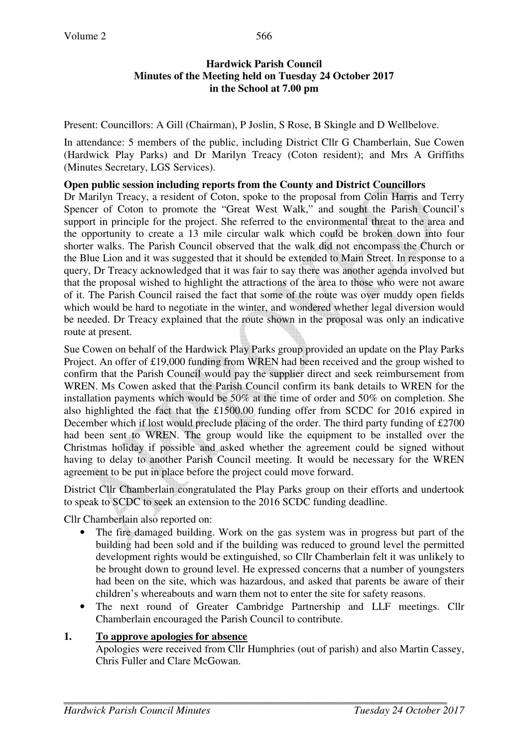**Hardwick Parish Council**
**Minutes of the Meeting held on Tuesday 24 October 2017**
**in the School at 7.00 pm**

Present: Councillors: A Gill (Chairman), P Joslin, S Rose, B Skingle and D Wellbelove.

In attendance: 5 members of the public, including District Cllr G Chamberlain, Sue Cowen (Hardwick Play Parks) and Dr Marilyn Treacy (Coton resident); and Mrs A Griffiths (Minutes Secretary, LGS Services).

**Open public session including reports from the County and District Councillors**

Dr Marilyn Treacy, a resident of Coton, spoke to the proposal from Colin Harris and Terry Spencer of Coton to promote the "Great West Walk," and sought the Parish Council's support in principle for the project. She referred to the environmental threat to the area and the opportunity to create a 13 mile circular walk which could be broken down into four shorter walks. The Parish Council observed that the walk did not encompass the Church or the Blue Lion and it was suggested that it should be extended to Main Street. In response to a query, Dr Treacy acknowledged that it was fair to say there was another agenda involved but that the proposal wished to highlight the attractions of the area to those who were not aware of it. The Parish Council raised the fact that some of the route was over muddy open fields which would be hard to negotiate in the winter, and wondered whether legal diversion would be needed. Dr Treacy explained that the route shown in the proposal was only an indicative route at present.

Sue Cowen on behalf of the Hardwick Play Parks group provided an update on the Play Parks Project. An offer of £19,000 funding from WREN had been received and the group wished to confirm that the Parish Council would pay the supplier direct and seek reimbursement from WREN. Ms Cowen asked that the Parish Council confirm its bank details to WREN for the installation payments which would be 50% at the time of order and 50% on completion. She also highlighted the fact that the £1500.00 funding offer from SCDC for 2016 expired in December which if lost would preclude placing of the order. The third party funding of £2700 had been sent to WREN. The group would like the equipment to be installed over the Christmas holiday if possible and asked whether the agreement could be signed without having to delay to another Parish Council meeting. It would be necessary for the WREN agreement to be put in place before the project could move forward.

District Cllr Chamberlain congratulated the Play Parks group on their efforts and undertook to speak to SCDC to seek an extension to the 2016 SCDC funding deadline.

Cllr Chamberlain also reported on:

- The fire damaged building. Work on the gas system was in progress but part of the building had been sold and if the building was reduced to ground level the permitted development rights would be extinguished, so Cllr Chamberlain felt it was unlikely to be brought down to ground level. He expressed concerns that a number of youngsters had been on the site, which was hazardous, and asked that parents be aware of their children's whereabouts and warn them not to enter the site for safety reasons.
- The next round of Greater Cambridge Partnership and LLF meetings. Cllr Chamberlain encouraged the Parish Council to contribute.

**1. <u>To approve apologies for absence</u>**

Apologies were received from Cllr Humphries (out of parish) and also Martin Cassey, Chris Fuller and Clare McGowan.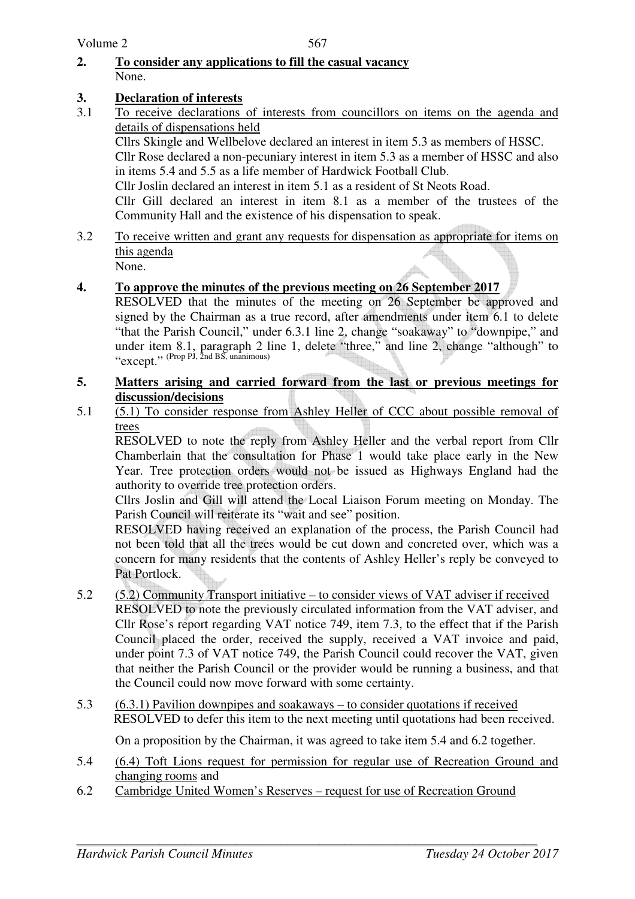**2. To consider any applications to fill the casual vacancy**

None.

**3. Declaration of interests**

3.1 To consider declarations of interests from councillors on items on the agenda and details of dispensations held

Cllrs Skingle and Wellbelove declared an interest in item 5.3 as members of HSSC.

Cllr Rose declared a non-pecuniary interest in item 5.3 as a member of HSSC and also in items 5.4 and 5.5 as a life member of Hardwick Football Club.

Cllr Joslin declared an interest in item 5.1 as a resident of St Neots Road.

Cllr Gill declared an interest in item 8.1 as a member of the trustees of the Community Hall and the existence of his dispensation to speak.

3.2 To receive written and grant any requests for dispensation as appropriate for items on this agenda

None.

**4. To approve the minutes of the previous meeting on 26 September 2017**

RESOLVED that the minutes of the meeting on 26 September be approved and signed by the Chairman as a true record, after amendments under item 6.1 to delete "that the Parish Council," under 6.3.1 line 2, change "soakaway" to "downpipe," and under item 8.1, paragraph 2 line 1, delete "three," and line 2, change "although" to "except." (Prop PJ, 2nd BS, unanimous)

**5. Matters arising and carried forward from the last or previous meetings for discussion/decisions**

5.1 (5.1) To consider response from Ashley Heller of CCC about possible removal of trees

RESOLVED to note the reply from Ashley Heller and the verbal report from Cllr Chamberlain that the consultation for Phase 1 would take place early in the New Year. Tree protection orders would not be issued as Highways England had the authority to override tree protection orders.

Cllrs Joslin and Gill will attend the Local Liaison Forum meeting on Monday. The Parish Council will reiterate its "wait and see" position.

RESOLVED having received an explanation of the process, the Parish Council had not been told that all the trees would be cut down and concreted over, which was a concern for many residents that the contents of Ashley Heller's reply be conveyed to Pat Portlock.

5.2 (5.2) Community Transport initiative – to consider views of VAT adviser if received

RESOLVED to note the previously circulated information from the VAT adviser, and Cllr Rose's report regarding VAT notice 749, item 7.3, to the effect that if the Parish Council placed the order, received the supply, received a VAT invoice and paid, under point 7.3 of VAT notice 749, the Parish Council could recover the VAT, given that neither the Parish Council or the provider would be running a business, and that the Council could now move forward with some certainty.

5.3 (6.3.1) Pavilion downpipes and soakaways – to consider quotations if received

RESOLVED to defer this item to the next meeting until quotations had been received.

On a proposition by the Chairman, it was agreed to take item 5.4 and 6.2 together.

5.4 (6.4) Toft Lions request for permission for regular use of Recreation Ground and changing rooms and

6.2 Cambridge United Women's Reserves – request for use of Recreation Ground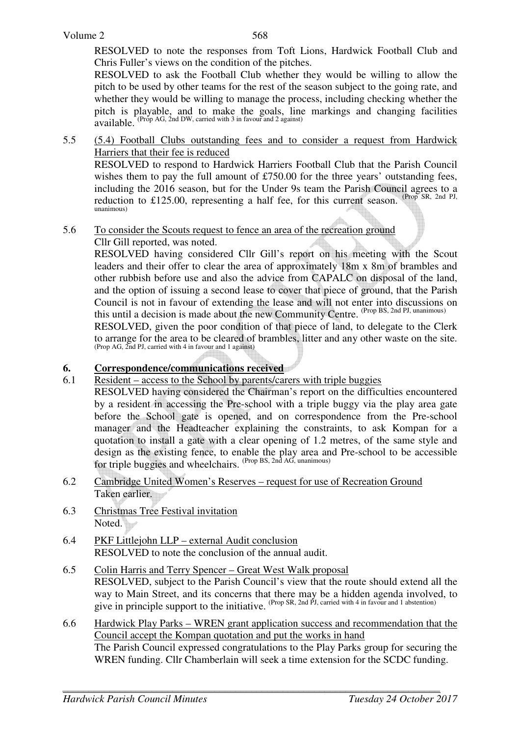RESOLVED to note the responses from Toft Lions, Hardwick Football Club and Chris Fuller's views on the condition of the pitches.

RESOLVED to ask the Football Club whether they would be willing to allow the pitch to be used by other teams for the rest of the season subject to the going rate, and whether they would be willing to manage the process, including checking whether the pitch is playable, and to make the goals, line markings and changing facilities available. (Prop AG, 2nd DW, carried with 3 in favour and 2 against)

5.5 <u>(5.4) Football Clubs outstanding fees and to consider a request from Hardwick Harriers that their fee is reduced</u>

RESOLVED to respond to Hardwick Harriers Football Club that the Parish Council wishes them to pay the full amount of £750.00 for the three years' outstanding fees, including the 2016 season, but for the Under 9s team the Parish Council agrees to a reduction to £125.00, representing a half fee, for this current season. (Prop SR, 2nd PJ, unanimous)

5.6 <u>To consider the Scouts request to fence an area of the recreation ground</u>

Cllr Gill reported, was noted.

RESOLVED having considered Cllr Gill's report on his meeting with the Scout leaders and their offer to clear the area of approximately 18m x 8m of brambles and other rubbish before use and also the advice from CAPALC on disposal of the land, and the option of issuing a second lease to cover that piece of ground, that the Parish Council is not in favour of extending the lease and will not enter into discussions on this until a decision is made about the new Community Centre. (Prop BS, 2nd PJ, unanimous)

RESOLVED, given the poor condition of that piece of land, to delegate to the Clerk to arrange for the area to be cleared of brambles, litter and any other waste on the site. (Prop AG, 2nd PJ, carried with 4 in favour and 1 against)

## 6. Correspondence/communications received

6.1 <u>Resident – access to the School by parents/carers with triple buggies</u>

RESOLVED having considered the Chairman's report on the difficulties encountered by a resident in accessing the Pre-school with a triple buggy via the play area gate before the School gate is opened, and on correspondence from the Pre-school manager and the Headteacher explaining the constraints, to ask Kompan for a quotation to install a gate with a clear opening of 1.2 metres, of the same style and design as the existing fence, to enable the play area and Pre-school to be accessible for triple buggies and wheelchairs. (Prop BS, 2nd AG, unanimous)

6.2 <u>Cambridge United Women's Reserves – request for use of Recreation Ground</u>

Taken earlier.

6.3 <u>Christmas Tree Festival invitation</u>

Noted.

6.4 <u>PKF Littlejohn LLP – external Audit conclusion</u>

RESOLVED to note the conclusion of the annual audit.

6.5 <u>Colin Harris and Terry Spencer – Great West Walk proposal</u>

RESOLVED, subject to the Parish Council's view that the route should extend all the way to Main Street, and its concerns that there may be a hidden agenda involved, to give in principle support to the initiative. (Prop SR, 2nd PJ, carried with 4 in favour and 1 abstention)

6.6 <u>Hardwick Play Parks – WREN grant application success and recommendation that the Council accept the Kompan quotation and put the works in hand</u>

The Parish Council expressed congratulations to the Play Parks group for securing the WREN funding. Cllr Chamberlain will seek a time extension for the SCDC funding.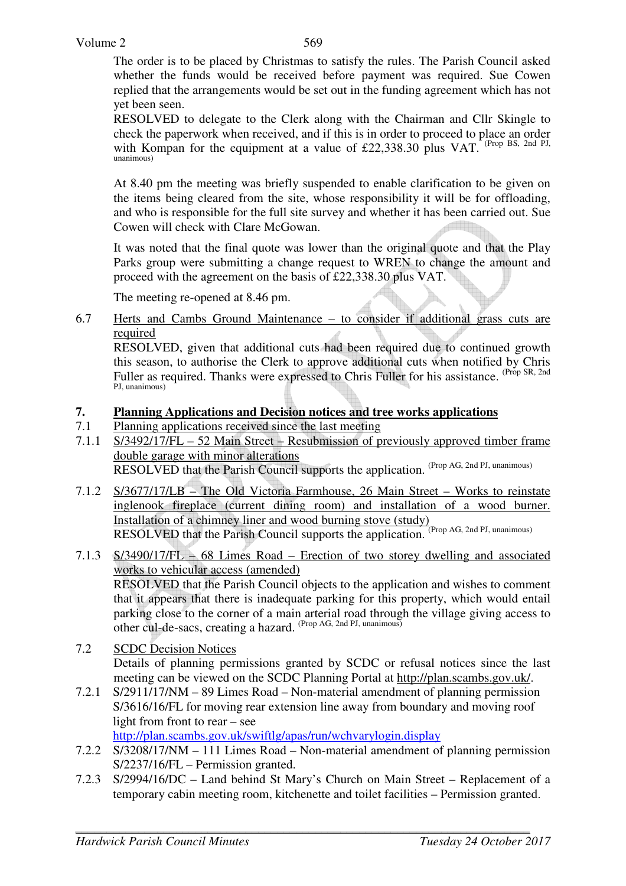The order is to be placed by Christmas to satisfy the rules. The Parish Council asked whether the funds would be received before payment was required. Sue Cowen replied that the arrangements would be set out in the funding agreement which has not yet been seen.

RESOLVED to delegate to the Clerk along with the Chairman and Cllr Skingle to check the paperwork when received, and if this is in order to proceed to place an order with Kompan for the equipment at a value of £22,338.30 plus VAT. (Prop BS, 2nd PJ, unanimous)

At 8.40 pm the meeting was briefly suspended to enable clarification to be given on the items being cleared from the site, whose responsibility it will be for offloading, and who is responsible for the full site survey and whether it has been carried out. Sue Cowen will check with Clare McGowan.

It was noted that the final quote was lower than the original quote and that the Play Parks group were submitting a change request to WREN to change the amount and proceed with the agreement on the basis of £22,338.30 plus VAT.

The meeting re-opened at 8.46 pm.

6.7 Herts and Cambs Ground Maintenance – to consider if additional grass cuts are required

RESOLVED, given that additional cuts had been required due to continued growth this season, to authorise the Clerk to approve additional cuts when notified by Chris Fuller as required. Thanks were expressed to Chris Fuller for his assistance. (Prop SR, 2nd PJ, unanimous)

## 7. Planning Applications and Decision notices and tree works applications

7.1 Planning applications received since the last meeting

7.1.1 S/3492/17/FL – 52 Main Street – Resubmission of previously approved timber frame double garage with minor alterations

RESOLVED that the Parish Council supports the application. (Prop AG, 2nd PJ, unanimous)

7.1.2 S/3677/17/LB – The Old Victoria Farmhouse, 26 Main Street – Works to reinstate inglenook fireplace (current dining room) and installation of a wood burner. Installation of a chimney liner and wood burning stove (study)

RESOLVED that the Parish Council supports the application. (Prop AG, 2nd PJ, unanimous)

7.1.3 S/3490/17/FL – 68 Limes Road – Erection of two storey dwelling and associated works to vehicular access (amended)

RESOLVED that the Parish Council objects to the application and wishes to comment that it appears that there is inadequate parking for this property, which would entail parking close to the corner of a main arterial road through the village giving access to other cul-de-sacs, creating a hazard. (Prop AG, 2nd PJ, unanimous)

7.2 SCDC Decision Notices

Details of planning permissions granted by SCDC or refusal notices since the last meeting can be viewed on the SCDC Planning Portal at http://plan.scambs.gov.uk/.

7.2.1 S/2911/17/NM – 89 Limes Road – Non-material amendment of planning permission S/3616/16/FL for moving rear extension line away from boundary and moving roof light from front to rear – see http://plan.scambs.gov.uk/swiftlg/apas/run/wchvarylogin.display

7.2.2 S/3208/17/NM – 111 Limes Road – Non-material amendment of planning permission S/2237/16/FL – Permission granted.

7.2.3 S/2994/16/DC – Land behind St Mary's Church on Main Street – Replacement of a temporary cabin meeting room, kitchenette and toilet facilities – Permission granted.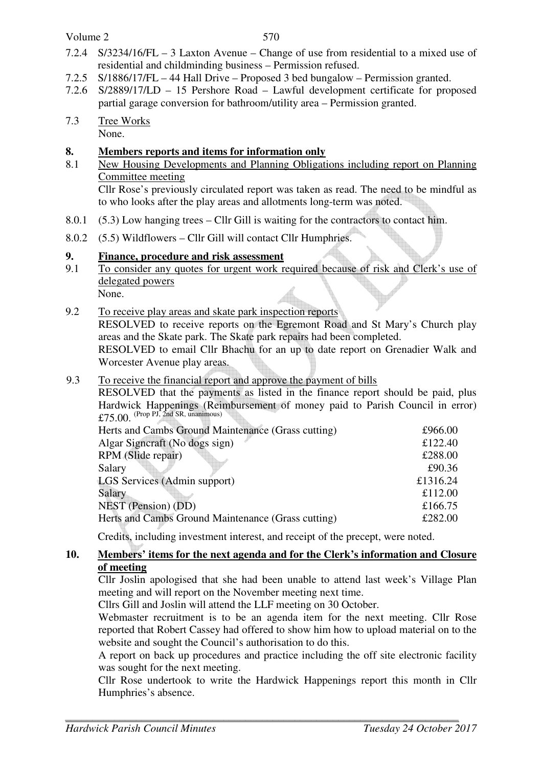7.2.4 S/3234/16/FL – 3 Laxton Avenue – Change of use from residential to a mixed use of residential and childminding business – Permission refused.

7.2.5 S/1886/17/FL – 44 Hall Drive – Proposed 3 bed bungalow – Permission granted.

7.2.6 S/2889/17/LD – 15 Pershore Road – Lawful development certificate for proposed partial garage conversion for bathroom/utility area – Permission granted.

7.3 Tree Works
None.

## 8. Members reports and items for information only

8.1 New Housing Developments and Planning Obligations including report on Planning Committee meeting
Cllr Rose's previously circulated report was taken as read. The need to be mindful as to who looks after the play areas and allotments long-term was noted.

8.0.1 (5.3) Low hanging trees – Cllr Gill is waiting for the contractors to contact him.

8.0.2 (5.5) Wildflowers – Cllr Gill will contact Cllr Humphries.

## 9. Finance, procedure and risk assessment

9.1 To consider any quotes for urgent work required because of risk and Clerk's use of delegated powers
None.

9.2 To receive play areas and skate park inspection reports
RESOLVED to receive reports on the Egremont Road and St Mary's Church play areas and the Skate park. The Skate park repairs had been completed.
RESOLVED to email Cllr Bhachu for an up to date report on Grenadier Walk and Worcester Avenue play areas.

9.3 To receive the financial report and approve the payment of bills
RESOLVED that the payments as listed in the finance report should be paid, plus Hardwick Happenings (Reimbursement of money paid to Parish Council in error) £75.00. (Prop PJ, 2nd SR, unanimous)

| | |
|---|---|
| Herts and Cambs Ground Maintenance (Grass cutting) | £966.00 |
| Algar Signcraft (No dogs sign) | £122.40 |
| RPM (Slide repair) | £288.00 |
| Salary | £90.36 |
| LGS Services (Admin support) | £1316.24 |
| Salary | £112.00 |
| NEST (Pension) (DD) | £166.75 |
| Herts and Cambs Ground Maintenance (Grass cutting) | £282.00 |

Credits, including investment interest, and receipt of the precept, were noted.

## 10. Members' items for the next agenda and for the Clerk's information and Closure of meeting

Cllr Joslin apologised that she had been unable to attend last week's Village Plan meeting and will report on the November meeting next time.

Cllrs Gill and Joslin will attend the LLF meeting on 30 October.

Webmaster recruitment is to be an agenda item for the next meeting. Cllr Rose reported that Robert Cassey had offered to show him how to upload material on to the website and sought the Council's authorisation to do this.

A report on back up procedures and practice including the off site electronic facility was sought for the next meeting.

Cllr Rose undertook to write the Hardwick Happenings report this month in Cllr Humphries's absence.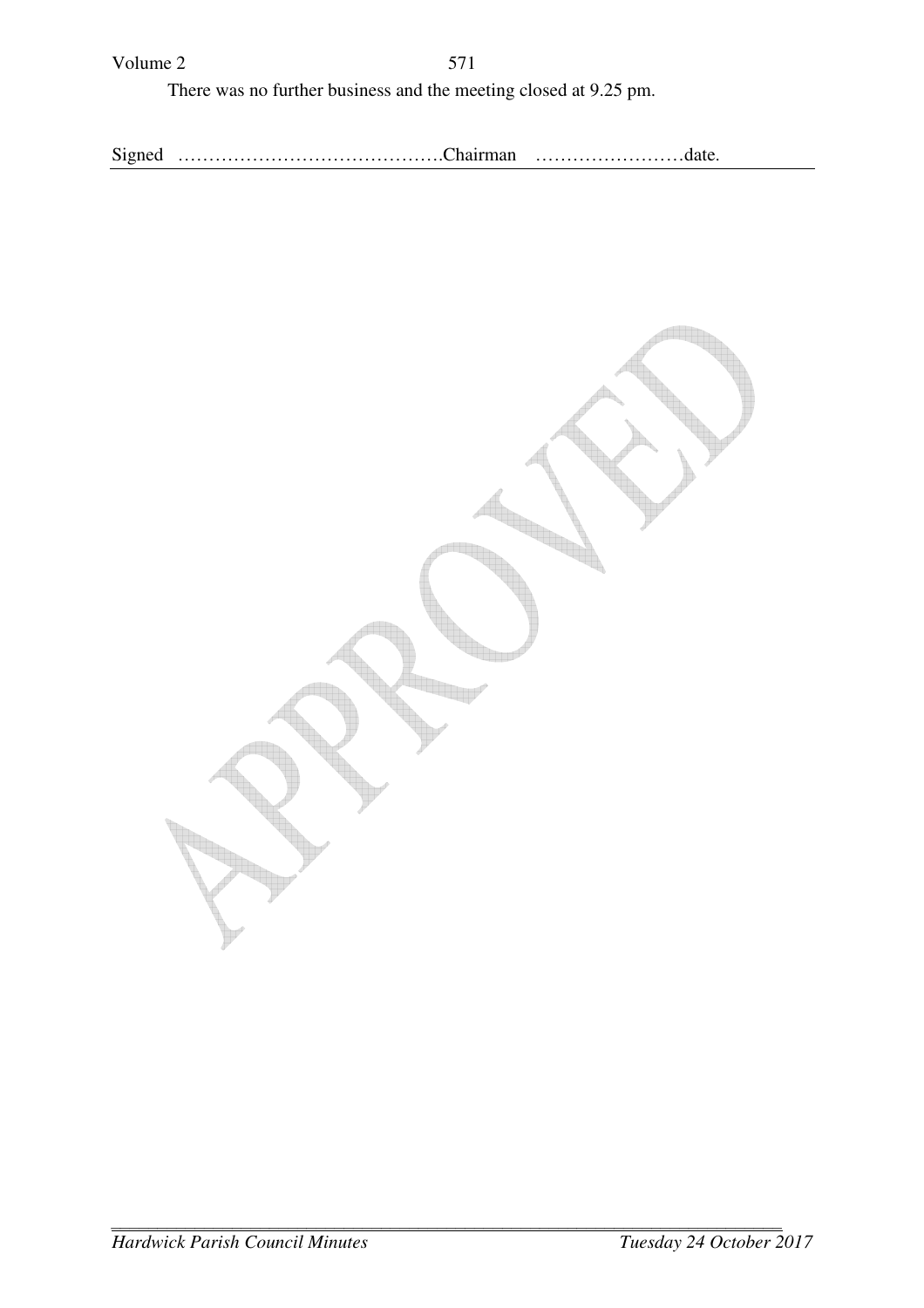There was no further business and the meeting closed at 9.25 pm.

Signed ……………………………………Chairman ……………………date.

APPROVED